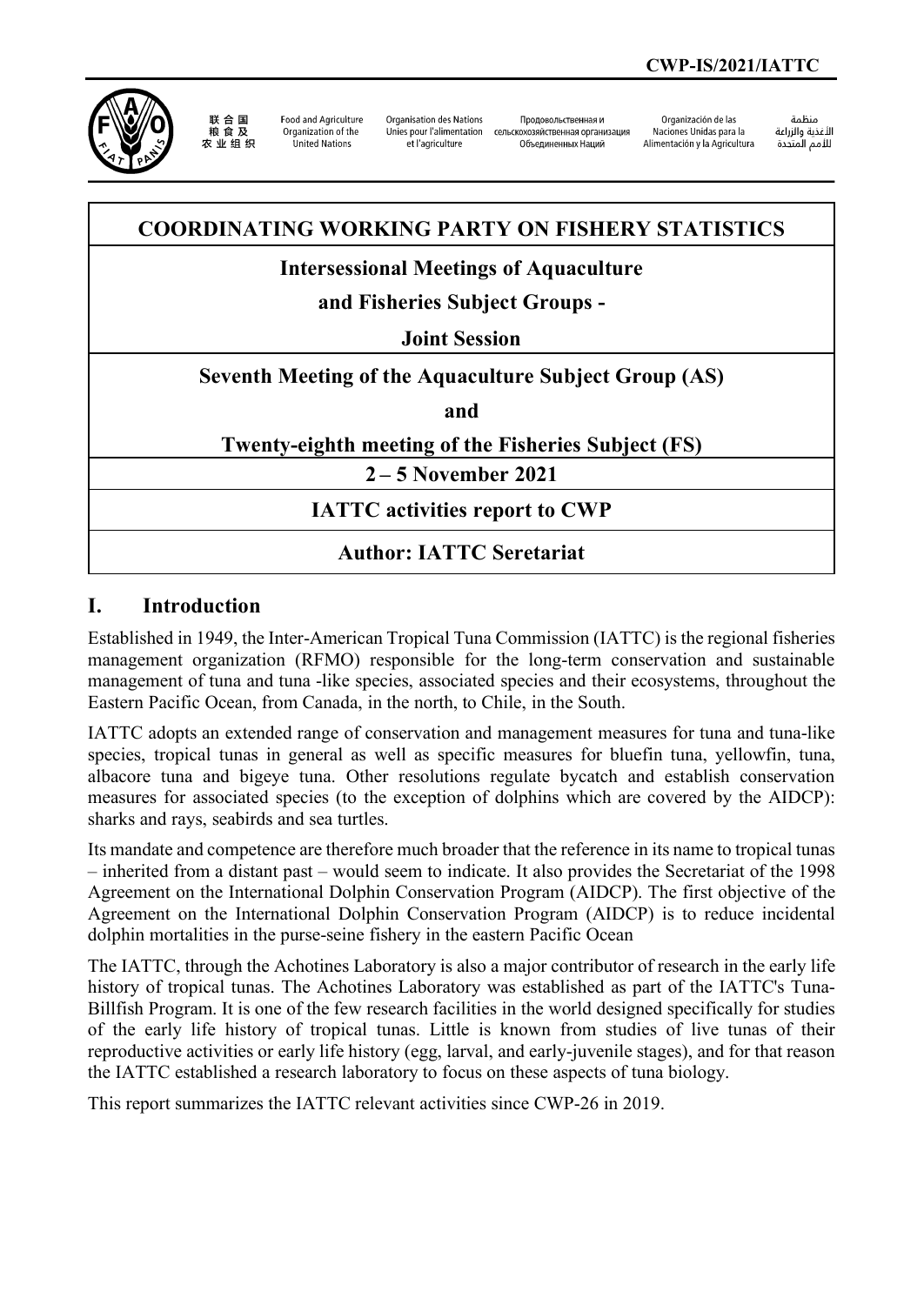CWP-IS/2021/IATTC

联合国粮食及农业组织 | Food and Agriculture Organization of the United Nations | Organisation des Nations Unies pour l'alimentation et l'agriculture | Продовольственная и сельскохозяйственная организация Объединенных Наций | Organización de las Naciones Unidas para la Alimentación y la Agricultura | منظمة الأغذية والزراعة للأمم المتحدة

# COORDINATING WORKING PARTY ON FISHERY STATISTICS

## Intersessional Meetings of Aquaculture and Fisheries Subject Groups - Joint Session

## Seventh Meeting of the Aquaculture Subject Group (AS) and Twenty-eighth meeting of the Fisheries Subject (FS)

**2 – 5 November 2021**

## IATTC activities report to CWP

**Author: IATTC Seretariat**

## I. Introduction

Established in 1949, the Inter-American Tropical Tuna Commission (IATTC) is the regional fisheries management organization (RFMO) responsible for the long-term conservation and sustainable management of tuna and tuna -like species, associated species and their ecosystems, throughout the Eastern Pacific Ocean, from Canada, in the north, to Chile, in the South.

IATTC adopts an extended range of conservation and management measures for tuna and tuna-like species, tropical tunas in general as well as specific measures for bluefin tuna, yellowfin, tuna, albacore tuna and bigeye tuna. Other resolutions regulate bycatch and establish conservation measures for associated species (to the exception of dolphins which are covered by the AIDCP): sharks and rays, seabirds and sea turtles.

Its mandate and competence are therefore much broader that the reference in its name to tropical tunas – inherited from a distant past – would seem to indicate. It also provides the Secretariat of the 1998 Agreement on the International Dolphin Conservation Program (AIDCP). The first objective of the Agreement on the International Dolphin Conservation Program (AIDCP) is to reduce incidental dolphin mortalities in the purse-seine fishery in the eastern Pacific Ocean

The IATTC, through the Achotines Laboratory is also a major contributor of research in the early life history of tropical tunas. The Achotines Laboratory was established as part of the IATTC's Tuna-Billfish Program. It is one of the few research facilities in the world designed specifically for studies of the early life history of tropical tunas. Little is known from studies of live tunas of their reproductive activities or early life history (egg, larval, and early-juvenile stages), and for that reason the IATTC established a research laboratory to focus on these aspects of tuna biology.

This report summarizes the IATTC relevant activities since CWP-26 in 2019.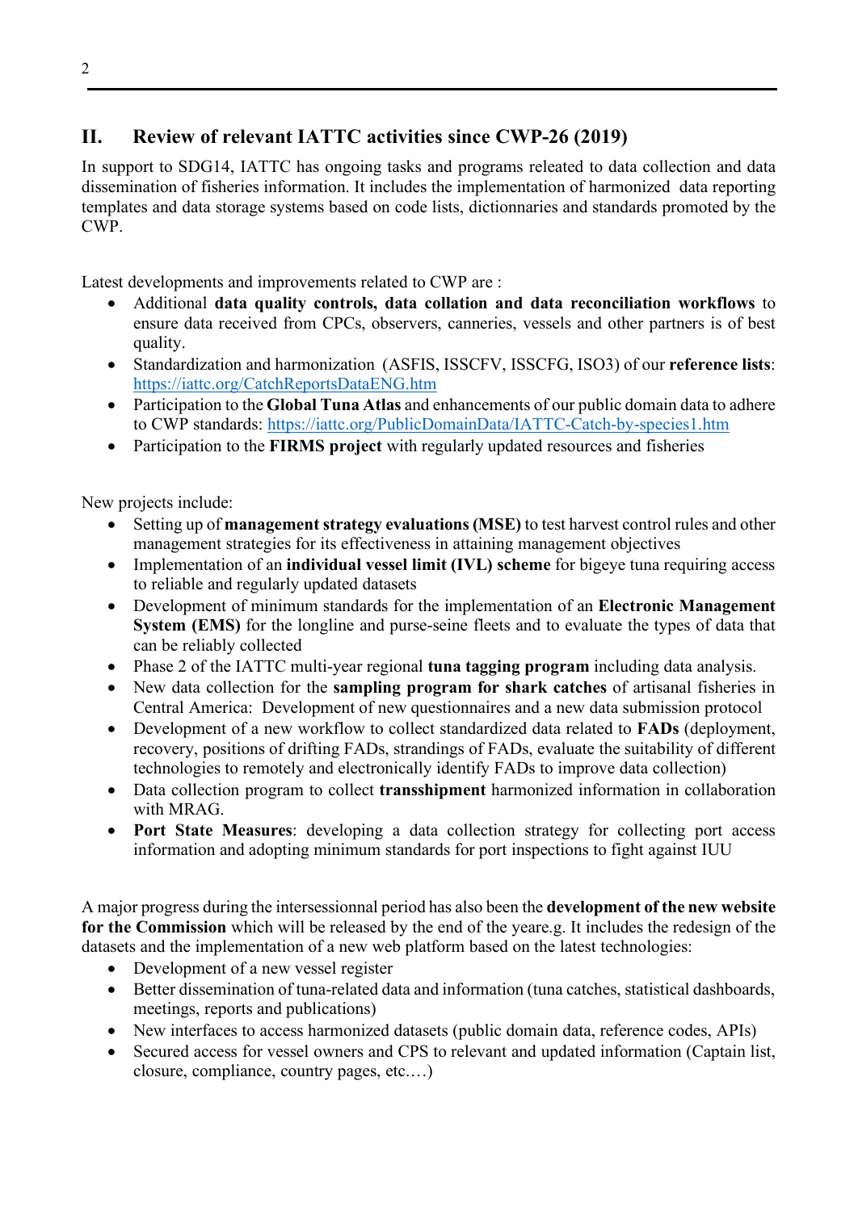## II. Review of relevant IATTC activities since CWP-26 (2019)

In support to SDG14, IATTC has ongoing tasks and programs releated to data collection and data dissemination of fisheries information. It includes the implementation of harmonized data reporting templates and data storage systems based on code lists, dictionnaries and standards promoted by the CWP.

Latest developments and improvements related to CWP are :

- Additional **data quality controls, data collation and data reconciliation workflows** to ensure data received from CPCs, observers, canneries, vessels and other partners is of best quality.
- Standardization and harmonization (ASFIS, ISSCFV, ISSCFG, ISO3) of our **reference lists**: https://iattc.org/CatchReportsDataENG.htm
- Participation to the **Global Tuna Atlas** and enhancements of our public domain data to adhere to CWP standards: https://iattc.org/PublicDomainData/IATTC-Catch-by-species1.htm
- Participation to the **FIRMS project** with regularly updated resources and fisheries

New projects include:

- Setting up of **management strategy evaluations (MSE)** to test harvest control rules and other management strategies for its effectiveness in attaining management objectives
- Implementation of an **individual vessel limit (IVL) scheme** for bigeye tuna requiring access to reliable and regularly updated datasets
- Development of minimum standards for the implementation of an **Electronic Management System (EMS)** for the longline and purse-seine fleets and to evaluate the types of data that can be reliably collected
- Phase 2 of the IATTC multi-year regional **tuna tagging program** including data analysis.
- New data collection for the **sampling program for shark catches** of artisanal fisheries in Central America: Development of new questionnaires and a new data submission protocol
- Development of a new workflow to collect standardized data related to **FADs** (deployment, recovery, positions of drifting FADs, strandings of FADs, evaluate the suitability of different technologies to remotely and electronically identify FADs to improve data collection)
- Data collection program to collect **transshipment** harmonized information in collaboration with MRAG.
- **Port State Measures**: developing a data collection strategy for collecting port access information and adopting minimum standards for port inspections to fight against IUU

A major progress during the intersessionnal period has also been the **development of the new website for the Commission** which will be released by the end of the yeare.g. It includes the redesign of the datasets and the implementation of a new web platform based on the latest technologies:

- Development of a new vessel register
- Better dissemination of tuna-related data and information (tuna catches, statistical dashboards, meetings, reports and publications)
- New interfaces to access harmonized datasets (public domain data, reference codes, APIs)
- Secured access for vessel owners and CPS to relevant and updated information (Captain list, closure, compliance, country pages, etc.…)